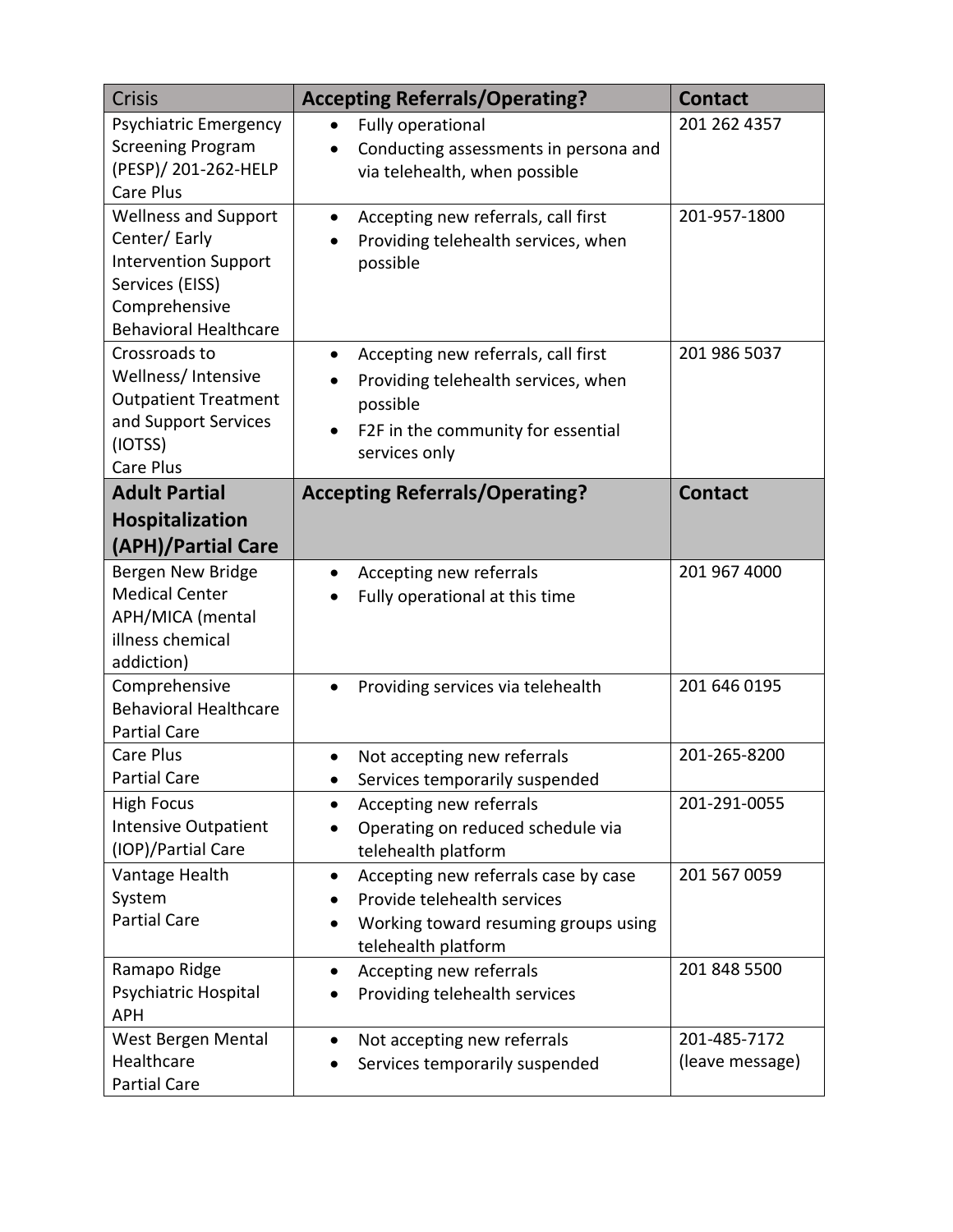| Crisis | **Accepting Referrals/Operating?** | **Contact** |
|---|---|---|
| Psychiatric Emergency Screening Program (PESP)/ 201-262-HELP Care Plus | • Fully operational<br>• Conducting assessments in persona and via telehealth, when possible | 201 262 4357 |
| Wellness and Support Center/ Early Intervention Support Services (EISS) Comprehensive Behavioral Healthcare | • Accepting new referrals, call first<br>• Providing telehealth services, when possible | 201-957-1800 |
| Crossroads to Wellness/ Intensive Outpatient Treatment and Support Services (IOTSS) Care Plus | • Accepting new referrals, call first<br>• Providing telehealth services, when possible<br>• F2F in the community for essential services only | 201 986 5037 |
| **Adult Partial Hospitalization (APH)/Partial Care** | **Accepting Referrals/Operating?** | **Contact** |
| Bergen New Bridge Medical Center APH/MICA (mental illness chemical addiction) | • Accepting new referrals<br>• Fully operational at this time | 201 967 4000 |
| Comprehensive Behavioral Healthcare Partial Care | • Providing services via telehealth | 201 646 0195 |
| Care Plus Partial Care | • Not accepting new referrals<br>• Services temporarily suspended | 201-265-8200 |
| High Focus Intensive Outpatient (IOP)/Partial Care | • Accepting new referrals<br>• Operating on reduced schedule via telehealth platform | 201-291-0055 |
| Vantage Health System Partial Care | • Accepting new referrals case by case<br>• Provide telehealth services<br>• Working toward resuming groups using telehealth platform | 201 567 0059 |
| Ramapo Ridge Psychiatric Hospital APH | • Accepting new referrals<br>• Providing telehealth services | 201 848 5500 |
| West Bergen Mental Healthcare Partial Care | • Not accepting new referrals<br>• Services temporarily suspended | 201-485-7172 (leave message) |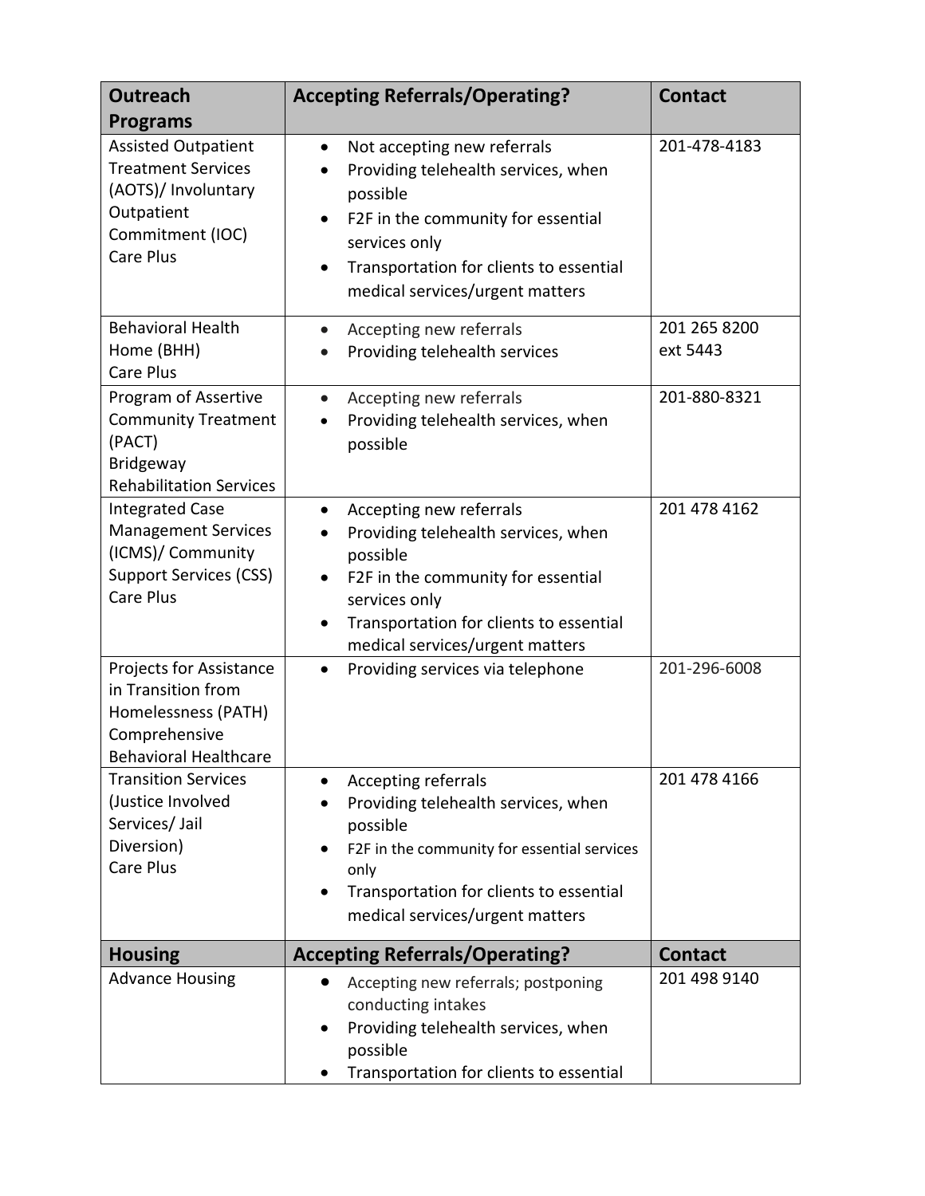| Outreach Programs | Accepting Referrals/Operating? | Contact |
|---|---|---|
| Assisted Outpatient Treatment Services (AOTS)/ Involuntary Outpatient Commitment (IOC)<br>Care Plus | • Not accepting new referrals<br>• Providing telehealth services, when possible<br>• F2F in the community for essential services only<br>• Transportation for clients to essential medical services/urgent matters | 201-478-4183 |
| Behavioral Health Home (BHH)<br>Care Plus | • Accepting new referrals<br>• Providing telehealth services | 201 265 8200 ext 5443 |
| Program of Assertive Community Treatment (PACT)<br>Bridgeway Rehabilitation Services | • Accepting new referrals<br>• Providing telehealth services, when possible | 201-880-8321 |
| Integrated Case Management Services (ICMS)/ Community Support Services (CSS)<br>Care Plus | • Accepting new referrals<br>• Providing telehealth services, when possible<br>• F2F in the community for essential services only<br>• Transportation for clients to essential medical services/urgent matters | 201 478 4162 |
| Projects for Assistance in Transition from Homelessness (PATH)<br>Comprehensive Behavioral Healthcare | • Providing services via telephone | 201-296-6008 |
| Transition Services (Justice Involved Services/ Jail Diversion)<br>Care Plus | • Accepting referrals<br>• Providing telehealth services, when possible<br>• F2F in the community for essential services only<br>• Transportation for clients to essential medical services/urgent matters | 201 478 4166 |
| **Housing** | **Accepting Referrals/Operating?** | **Contact** |
| Advance Housing | • Accepting new referrals; postponing conducting intakes<br>• Providing telehealth services, when possible<br>• Transportation for clients to essential | 201 498 9140 |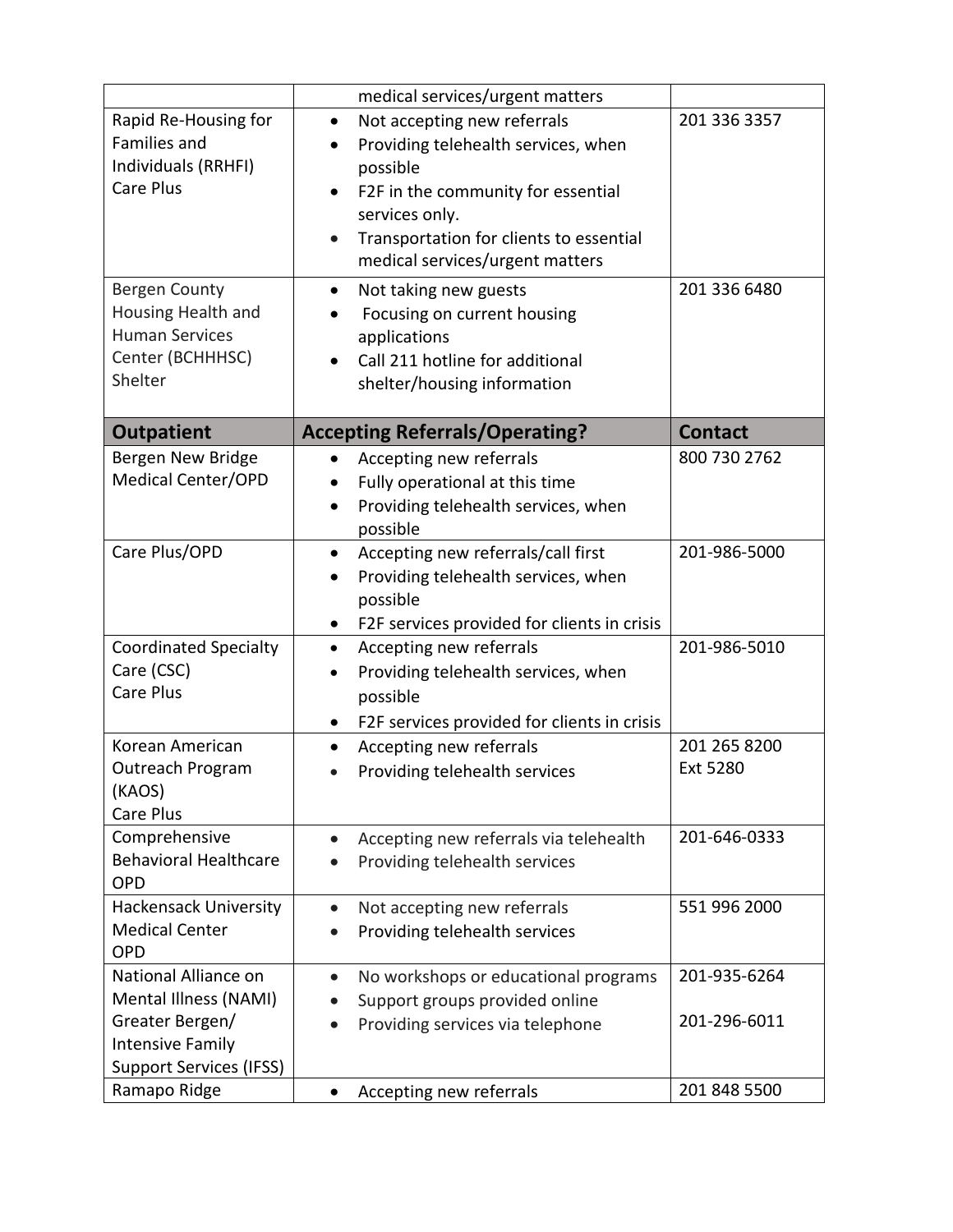| | | |
|---|---|---|
| | medical services/urgent matters | |
| Rapid Re-Housing for Families and Individuals (RRHFI) Care Plus | • Not accepting new referrals<br>• Providing telehealth services, when possible<br>• F2F in the community for essential services only.<br>• Transportation for clients to essential medical services/urgent matters | 201 336 3357 |
| Bergen County Housing Health and Human Services Center (BCHHHSC) Shelter | • Not taking new guests<br>• Focusing on current housing applications<br>• Call 211 hotline for additional shelter/housing information | 201 336 6480 |
| **Outpatient** | **Accepting Referrals/Operating?** | **Contact** |
| Bergen New Bridge Medical Center/OPD | • Accepting new referrals<br>• Fully operational at this time<br>• Providing telehealth services, when possible | 800 730 2762 |
| Care Plus/OPD | • Accepting new referrals/call first<br>• Providing telehealth services, when possible<br>• F2F services provided for clients in crisis | 201-986-5000 |
| Coordinated Specialty Care (CSC) Care Plus | • Accepting new referrals<br>• Providing telehealth services, when possible<br>• F2F services provided for clients in crisis | 201-986-5010 |
| Korean American Outreach Program (KAOS) Care Plus | • Accepting new referrals<br>• Providing telehealth services | 201 265 8200 Ext 5280 |
| Comprehensive Behavioral Healthcare OPD | • Accepting new referrals via telehealth<br>• Providing telehealth services | 201-646-0333 |
| Hackensack University Medical Center OPD | • Not accepting new referrals<br>• Providing telehealth services | 551 996 2000 |
| National Alliance on Mental Illness (NAMI) Greater Bergen/ Intensive Family Support Services (IFSS) | • No workshops or educational programs<br>• Support groups provided online<br>• Providing services via telephone | 201-935-6264<br><br>201-296-6011 |
| Ramapo Ridge | • Accepting new referrals | 201 848 5500 |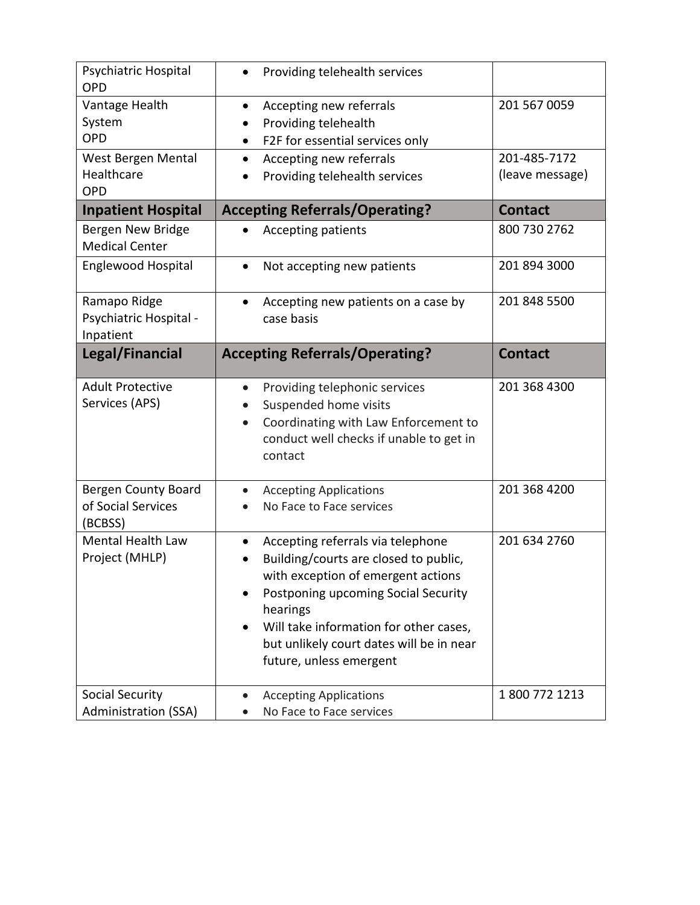| | | |
|---|---|---|
| Psychiatric Hospital OPD | • Providing telehealth services | |
| Vantage Health System OPD | • Accepting new referrals<br>• Providing telehealth<br>• F2F for essential services only | 201 567 0059 |
| West Bergen Mental Healthcare OPD | • Accepting new referrals<br>• Providing telehealth services | 201-485-7172 (leave message) |
| **Inpatient Hospital** | **Accepting Referrals/Operating?** | **Contact** |
| Bergen New Bridge Medical Center | • Accepting patients | 800 730 2762 |
| Englewood Hospital | • Not accepting new patients | 201 894 3000 |
| Ramapo Ridge Psychiatric Hospital - Inpatient | • Accepting new patients on a case by case basis | 201 848 5500 |
| **Legal/Financial** | **Accepting Referrals/Operating?** | **Contact** |
| Adult Protective Services (APS) | • Providing telephonic services<br>• Suspended home visits<br>• Coordinating with Law Enforcement to conduct well checks if unable to get in contact | 201 368 4300 |
| Bergen County Board of Social Services (BCBSS) | • Accepting Applications<br>• No Face to Face services | 201 368 4200 |
| Mental Health Law Project (MHLP) | • Accepting referrals via telephone<br>• Building/courts are closed to public, with exception of emergent actions<br>• Postponing upcoming Social Security hearings<br>• Will take information for other cases, but unlikely court dates will be in near future, unless emergent | 201 634 2760 |
| Social Security Administration (SSA) | • Accepting Applications<br>• No Face to Face services | 1 800 772 1213 |